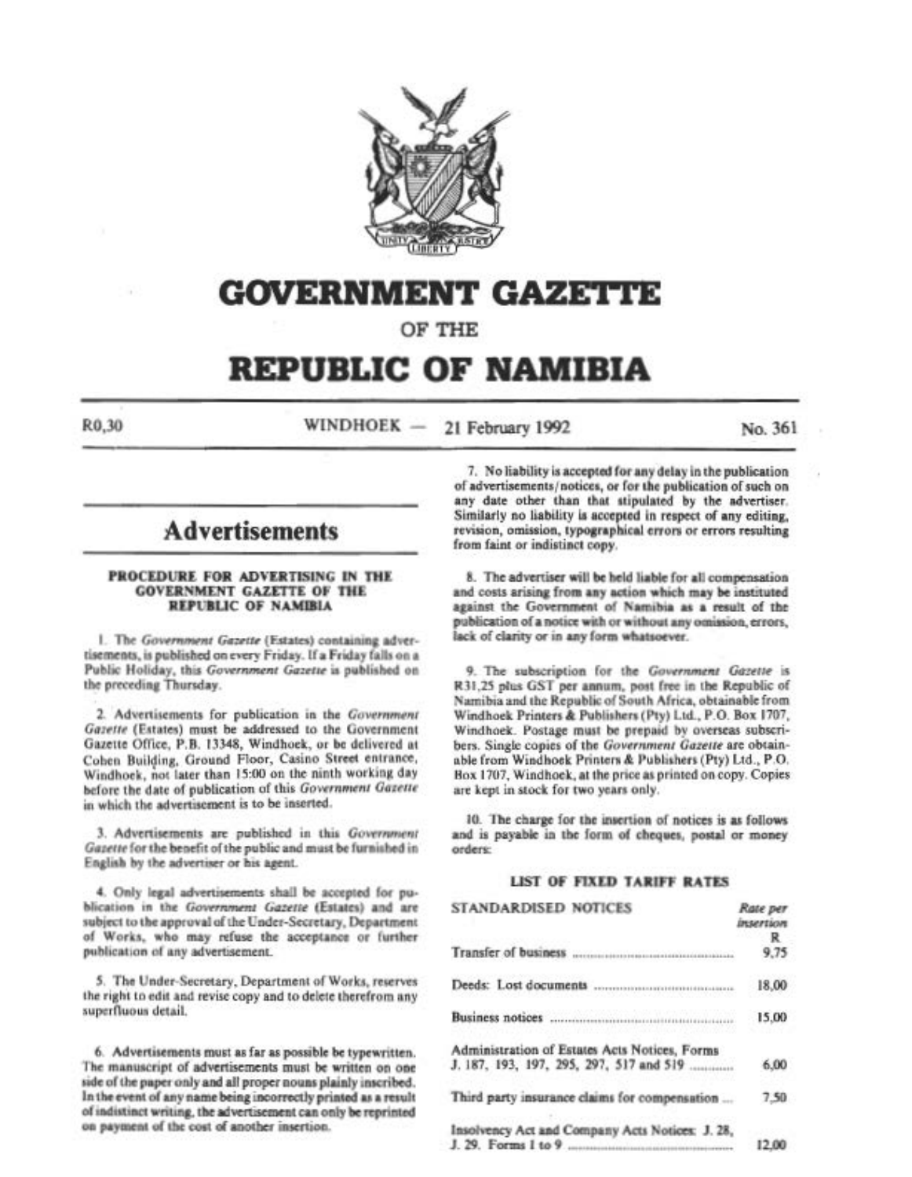# GOVERNMENT GAZETTE

OF THE

# REPUBLIC OF NAMIBIA

R0,30 WINDHOEK — 21 February 1992 No. 361

## Advertisements

### PROCEDURE FOR ADVERTISING IN THE GOVERNMENT GAZETTE OF THE REPUBLIC OF NAMIBIA

1. The *Government Gazette* (Estates) containing advertisements, is published on every Friday. If a Friday falls on a Public Holiday, this *Government Gazette* is published on the preceding Thursday.

2. Advertisements for publication in the *Government Gazette* (Estates) must be addressed to the Government Gazette Office, P.B. 13348, Windhoek, or be delivered at Cohen Building, Ground Floor, Casino Street entrance, Windhoek, not later than 15:00 on the ninth working day before the date of publication of this *Government Gazette* in which the advertisement is to be inserted.

3. Advertisements are published in this *Government Gazette* for the benefit of the public and must be furnished in English by the advertiser or his agent.

4. Only legal advertisements shall be accepted for publication in the *Government Gazette* (Estates) and are subject to the approval of the Under-Secretary, Department of Works, who may refuse the acceptance or further publication of any advertisement.

5. The Under-Secretary, Department of Works, reserves the right to edit and revise copy and to delete therefrom any superfluous detail.

6. Advertisements must as far as possible be typewritten. The manuscript of advertisements must be written on one side of the paper only and all proper nouns plainly inscribed. In the event of any name being incorrectly printed as a result of indistinct writing, the advertisement can only be reprinted on payment of the cost of another insertion.

7. No liability is accepted for any delay in the publication of advertisements/notices, or for the publication of such on any date other than that stipulated by the advertiser. Similarly no liability is accepted in respect of any editing, revision, omission, typographical errors or errors resulting from faint or indistinct copy.

8. The advertiser will be held liable for all compensation and costs arising from any action which may be instituted against the Government of Namibia as a result of the publication of a notice with or without any omission, errors, lack of clarity or in any form whatsoever.

9. The subscription for the *Government Gazette* is R31,25 plus GST per annum, post free in the Republic of Namibia and the Republic of South Africa, obtainable from Windhoek Printers & Publishers (Pty) Ltd., P.O. Box 1707, Windhoek. Postage must be prepaid by overseas subscribers. Single copies of the *Government Gazette* are obtainable from Windhoek Printers & Publishers (Pty) Ltd., P.O. Box 1707, Windhoek, at the price as printed on copy. Copies are kept in stock for two years only.

10. The charge for the insertion of notices is as follows and is payable in the form of cheques, postal or money orders:

### LIST OF FIXED TARIFF RATES

| STANDARDISED NOTICES | *Rate per insertion* R |
|---|---|
| Transfer of business | 9,75 |
| Deeds: Lost documents | 18,00 |
| Business notices | 15,00 |
| Administration of Estates Acts Notices, Forms J. 187, 193, 197, 295, 297, 517 and 519 | 6,00 |
| Third party insurance claims for compensation | 7,50 |
| Insolvency Act and Company Acts Notices: J. 28, J. 29. Forms 1 to 9 | 12,00 |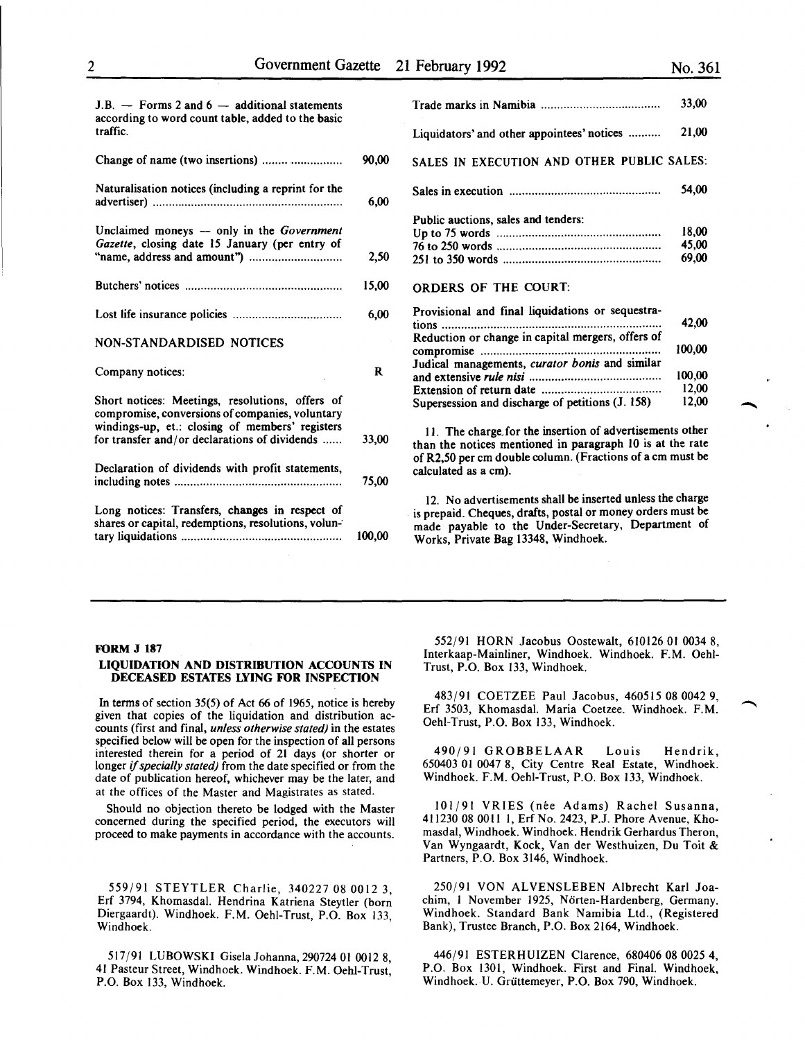J.B. — Forms 2 and 6 — additional statements according to word count table, added to the basic traffic.

| | |
|---|---|
| Change of name (two insertions) | 90,00 |
| Naturalisation notices (including a reprint for the advertiser) | 6,00 |
| Unclaimed moneys — only in the *Government Gazette*, closing date 15 January (per entry of "name, address and amount") | 2,50 |
| Butchers' notices | 15,00 |
| Lost life insurance policies | 6,00 |

NON-STANDARDISED NOTICES

| | |
|---|---|
| Company notices: | R |
| Short notices: Meetings, resolutions, offers of compromise, conversions of companies, voluntary windings-up, et.: closing of members' registers for transfer and/or declarations of dividends | 33,00 |
| Declaration of dividends with profit statements, including notes | 75,00 |
| Long notices: Transfers, changes in respect of shares or capital, redemptions, resolutions, voluntary liquidations | 100,00 |
| Trade marks in Namibia | 33,00 |
| Liquidators' and other appointees' notices | 21,00 |

SALES IN EXECUTION AND OTHER PUBLIC SALES:

| | |
|---|---|
| Sales in execution | 54,00 |
| Public auctions, sales and tenders: | |
| Up to 75 words | 18,00 |
| 76 to 250 words | 45,00 |
| 251 to 350 words | 69,00 |

ORDERS OF THE COURT:

| | |
|---|---|
| Provisional and final liquidations or sequestrations | 42,00 |
| Reduction or change in capital mergers, offers of compromise | 100,00 |
| Judical managements, *curator bonis* and similar and extensive *rule nisi* | 100,00 |
| Extension of return date | 12,00 |
| Supersession and discharge of petitions (J. 158) | 12,00 |

11. The charge for the insertion of advertisements other than the notices mentioned in paragraph 10 is at the rate of R2,50 per cm double column. (Fractions of a cm must be calculated as a cm).

12. No advertisements shall be inserted unless the charge is prepaid. Cheques, drafts, postal or money orders must be made payable to the Under-Secretary, Department of Works, Private Bag 13348, Windhoek.

---

**FORM J 187**

**LIQUIDATION AND DISTRIBUTION ACCOUNTS IN DECEASED ESTATES LYING FOR INSPECTION**

In terms of section 35(5) of Act 66 of 1965, notice is hereby given that copies of the liquidation and distribution accounts (first and final, *unless otherwise stated)* in the estates specified below will be open for the inspection of all persons interested therein for a period of 21 days (or shorter or longer *if specially stated)* from the date specified or from the date of publication hereof, whichever may be the later, and at the offices of the Master and Magistrates as stated.

Should no objection thereto be lodged with the Master concerned during the specified period, the executors will proceed to make payments in accordance with the accounts.

559/91 STEYTLER Charlie, 340227 08 0012 3, Erf 3794, Khomasdal. Hendrina Katriena Steytler (born Diergaardt). Windhoek. F.M. Oehl-Trust, P.O. Box 133, Windhoek.

517/91 LUBOWSKI Gisela Johanna, 290724 01 0012 8, 41 Pasteur Street, Windhoek. Windhoek. F.M. Oehl-Trust, P.O. Box 133, Windhoek.

552/91 HORN Jacobus Oostewalt, 610126 01 0034 8, Interkaap-Mainliner, Windhoek. Windhoek. F.M. Oehl-Trust, P.O. Box 133, Windhoek.

483/91 COETZEE Paul Jacobus, 460515 08 0042 9, Erf 3503, Khomasdal. Maria Coetzee. Windhoek. F.M. Oehl-Trust, P.O. Box 133, Windhoek.

490/91 GROBBELAAR Louis Hendrik, 650403 01 0047 8, City Centre Real Estate, Windhoek. Windhoek. F.M. Oehl-Trust, P.O. Box 133, Windhoek.

101/91 VRIES (née Adams) Rachel Susanna, 411230 08 0011 1, Erf No. 2423, P.J. Phore Avenue, Khomasdal, Windhoek. Windhoek. Hendrik Gerhardus Theron, Van Wyngaardt, Kock, Van der Westhuizen, Du Toit & Partners, P.O. Box 3146, Windhoek.

250/91 VON ALVENSLEBEN Albrecht Karl Joachim, 1 November 1925, Nörten-Hardenberg, Germany. Windhoek. Standard Bank Namibia Ltd., (Registered Bank), Trustee Branch, P.O. Box 2164, Windhoek.

446/91 ESTERHUIZEN Clarence, 680406 08 0025 4, P.O. Box 1301, Windhoek. First and Final. Windhoek, Windhoek. U. Grüttemeyer, P.O. Box 790, Windhoek.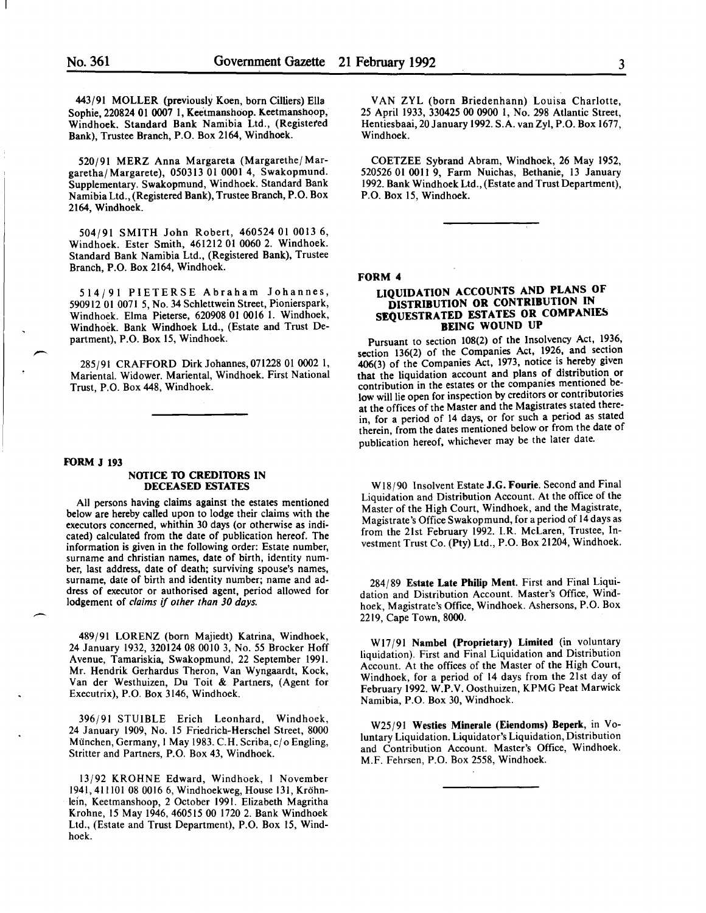443/91 MOLLER (previously Koen, born Cilliers) Ella Sophie, 220824 01 0007 1, Keetmanshoop. Keetmanshoop, Windhoek. Standard Bank Namibia Ltd., (Registered Bank), Trustee Branch, P.O. Box 2164, Windhoek.

520/91 MERZ Anna Margareta (Margarethe/Margaretha/Margarete), 050313 01 0001 4, Swakopmund. Supplementary. Swakopmund, Windhoek. Standard Bank Namibia Ltd., (Registered Bank), Trustee Branch, P.O. Box 2164, Windhoek.

504/91 SMITH John Robert, 460524 01 0013 6, Windhoek. Ester Smith, 461212 01 0060 2. Windhoek. Standard Bank Namibia Ltd., (Registered Bank), Trustee Branch, P.O. Box 2164, Windhoek.

514/91 PIETERSE Abraham Johannes, 590912 01 0071 5, No. 34 Schlettwein Street, Pionierspark, Windhoek. Elma Pieterse, 620908 01 0016 1. Windhoek, Windhoek. Bank Windhoek Ltd., (Estate and Trust Department), P.O. Box 15, Windhoek.

285/91 CRAFFORD Dirk Johannes, 071228 01 0002 1, Mariental. Widower. Mariental, Windhoek. First National Trust, P.O. Box 448, Windhoek.

## FORM J 193

### NOTICE TO CREDITORS IN DECEASED ESTATES

All persons having claims against the estates mentioned below are hereby called upon to lodge their claims with the executors concerned, whithin 30 days (or otherwise as indicated) calculated from the date of publication hereof. The information is given in the following order: Estate number, surname and christian names, date of birth, identity number, last address, date of death; surviving spouse's names, surname, date of birth and identity number; name and address of executor or authorised agent, period allowed for lodgement of *claims if other than 30 days.*

489/91 LORENZ (born Majiedt) Katrina, Windhoek, 24 January 1932, 320124 08 0010 3, No. 55 Brocker Hoff Avenue, Tamariskia, Swakopmund, 22 September 1991. Mr. Hendrik Gerhardus Theron, Van Wyngaardt, Kock, Van der Westhuizen, Du Toit & Partners, (Agent for Executrix), P.O. Box 3146, Windhoek.

396/91 STUIBLE Erich Leonhard, Windhoek, 24 January 1909, No. 15 Friedrich-Herschel Street, 8000 München, Germany, 1 May 1983. C.H. Scriba, c/o Engling, Stritter and Partners, P.O. Box 43, Windhoek.

13/92 KROHNE Edward, Windhoek, 1 November 1941, 411101 08 0016 6, Windhoekweg, House 131, Kröhnlein, Keetmanshoop, 2 October 1991. Elizabeth Magritha Krohne, 15 May 1946, 460515 00 1720 2. Bank Windhoek Ltd., (Estate and Trust Department), P.O. Box 15, Windhoek.

VAN ZYL (born Briedenhann) Louisa Charlotte, 25 April 1933, 330425 00 0900 1, No. 298 Atlantic Street, Hentiesbaai, 20 January 1992. S.A. van Zyl, P.O. Box 1677, Windhoek.

COETZEE Sybrand Abram, Windhoek, 26 May 1952, 520526 01 0011 9, Farm Nuichas, Bethanie, 13 January 1992. Bank Windhoek Ltd., (Estate and Trust Department), P.O. Box 15, Windhoek.

## FORM 4

### LIQUIDATION ACCOUNTS AND PLANS OF DISTRIBUTION OR CONTRIBUTION IN SEQUESTRATED ESTATES OR COMPANIES BEING WOUND UP

Pursuant to section 108(2) of the Insolvency Act, 1936, section 136(2) of the Companies Act, 1926, and section 406(3) of the Companies Act, 1973, notice is hereby given that the liquidation account and plans of distribution or contribution in the estates or the companies mentioned below will lie open for inspection by creditors or contributories at the offices of the Master and the Magistrates stated therein, for a period of 14 days, or for such a period as stated therein, from the dates mentioned below or from the date of publication hereof, whichever may be the later date.

W18/90 Insolvent Estate **J.G. Fourie**. Second and Final Liquidation and Distribution Account. At the office of the Master of the High Court, Windhoek, and the Magistrate, Magistrate's Office Swakopmund, for a period of 14 days as from the 21st February 1992. I.R. McLaren, Trustee, Investment Trust Co. (Pty) Ltd., P.O. Box 21204, Windhoek.

284/89 **Estate Late Philip Ment**. First and Final Liquidation and Distribution Account. Master's Office, Windhoek, Magistrate's Office, Windhoek. Ashersons, P.O. Box 2219, Cape Town, 8000.

W17/91 **Nambel (Proprietary) Limited** (in voluntary liquidation). First and Final Liquidation and Distribution Account. At the offices of the Master of the High Court, Windhoek, for a period of 14 days from the 21st day of February 1992. W.P.V. Oosthuizen, KPMG Peat Marwick Namibia, P.O. Box 30, Windhoek.

W25/91 **Westies Minerale (Eiendoms) Beperk**, in Voluntary Liquidation. Liquidator's Liquidation, Distribution and Contribution Account. Master's Office, Windhoek. M.F. Fehrsen, P.O. Box 2558, Windhoek.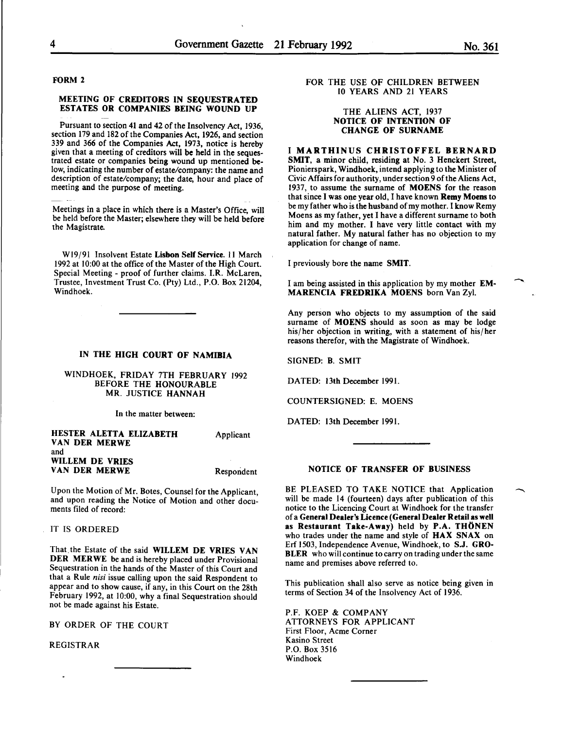**FORM 2**

**MEETING OF CREDITORS IN SEQUESTRATED ESTATES OR COMPANIES BEING WOUND UP**

Pursuant to section 41 and 42 of the Insolvency Act, 1936, section 179 and 182 of the Companies Act, 1926, and section 339 and 366 of the Companies Act, 1973, notice is hereby given that a meeting of creditors will be held in the sequestrated estate or companies being wound up mentioned below, indicating the number of estate/company: the name and description of estate/company; the date, hour and place of meeting and the purpose of meeting.

Meetings in a place in which there is a Master's Office, will be held before the Master; elsewhere they will be held before the Magistrate.

W19/91 Insolvent Estate **Lisbon Self Service.** 11 March 1992 at 10:00 at the office of the Master of the High Court. Special Meeting - proof of further claims. I.R. McLaren, Trustee, Investment Trust Co. (Pty) Ltd., P.O. Box 21204, Windhoek.

---

**IN THE HIGH COURT OF NAMIBIA**

WINDHOEK, FRIDAY 7TH FEBRUARY 1992
BEFORE THE HONOURABLE
MR. JUSTICE HANNAH

In the matter between:

**HESTER ALETTA ELIZABETH VAN DER MERWE** — Applicant

and

**WILLEM DE VRIES VAN DER MERWE** — Respondent

Upon the Motion of Mr. Botes, Counsel for the Applicant, and upon reading the Notice of Motion and other documents filed of record:

IT IS ORDERED

That the Estate of the said **WILLEM DE VRIES VAN DER MERWE** be and is hereby placed under Provisional Sequestration in the hands of the Master of this Court and that a Rule *nisi* issue calling upon the said Respondent to appear and to show cause, if any, in this Court on the 28th February 1992, at 10:00, why a final Sequestration should not be made against his Estate.

BY ORDER OF THE COURT

REGISTRAR

---

FOR THE USE OF CHILDREN BETWEEN 10 YEARS AND 21 YEARS

THE ALIENS ACT, 1937
**NOTICE OF INTENTION OF CHANGE OF SURNAME**

**I MARTHINUS CHRISTOFFEL BERNARD SMIT**, a minor child, residing at No. 3 Henckert Street, Pionierspark, Windhoek, intend applying to the Minister of Civic Affairs for authority, under section 9 of the Aliens Act, 1937, to assume the surname of **MOENS** for the reason that since I was one year old, I have known **Remy Moens** to be my father who is the husband of my mother. I know Remy Moens as my father, yet I have a different surname to both him and my mother. I have very little contact with my natural father. My natural father has no objection to my application for change of name.

I previously bore the name **SMIT**.

I am being assisted in this application by my mother **EMMARENCIA FREDRIKA MOENS** born Van Zyl.

Any person who objects to my assumption of the said surname of **MOENS** should as soon as may be lodge his/her objection in writing, with a statement of his/her reasons therefor, with the Magistrate of Windhoek.

SIGNED: B. SMIT

DATED: 13th December 1991.

COUNTERSIGNED: E. MOENS

DATED: 13th December 1991.

---

**NOTICE OF TRANSFER OF BUSINESS**

BE PLEASED TO TAKE NOTICE that Application will be made 14 (fourteen) days after publication of this notice to the Licencing Court at Windhoek for the transfer of a **General Dealer's Licence (General Dealer Retail as well as Restaurant Take-Away)** held by **P.A. THÖNEN** who trades under the name and style of **HAX SNAX** on Erf 1503, Independence Avenue, Windhoek, to **S.J. GROBLER** who will continue to carry on trading under the same name and premises above referred to.

This publication shall also serve as notice being given in terms of Section 34 of the Insolvency Act of 1936.

P.F. KOEP & COMPANY
ATTORNEYS FOR APPLICANT
First Floor, Acme Corner
Kasino Street
P.O. Box 3516
Windhoek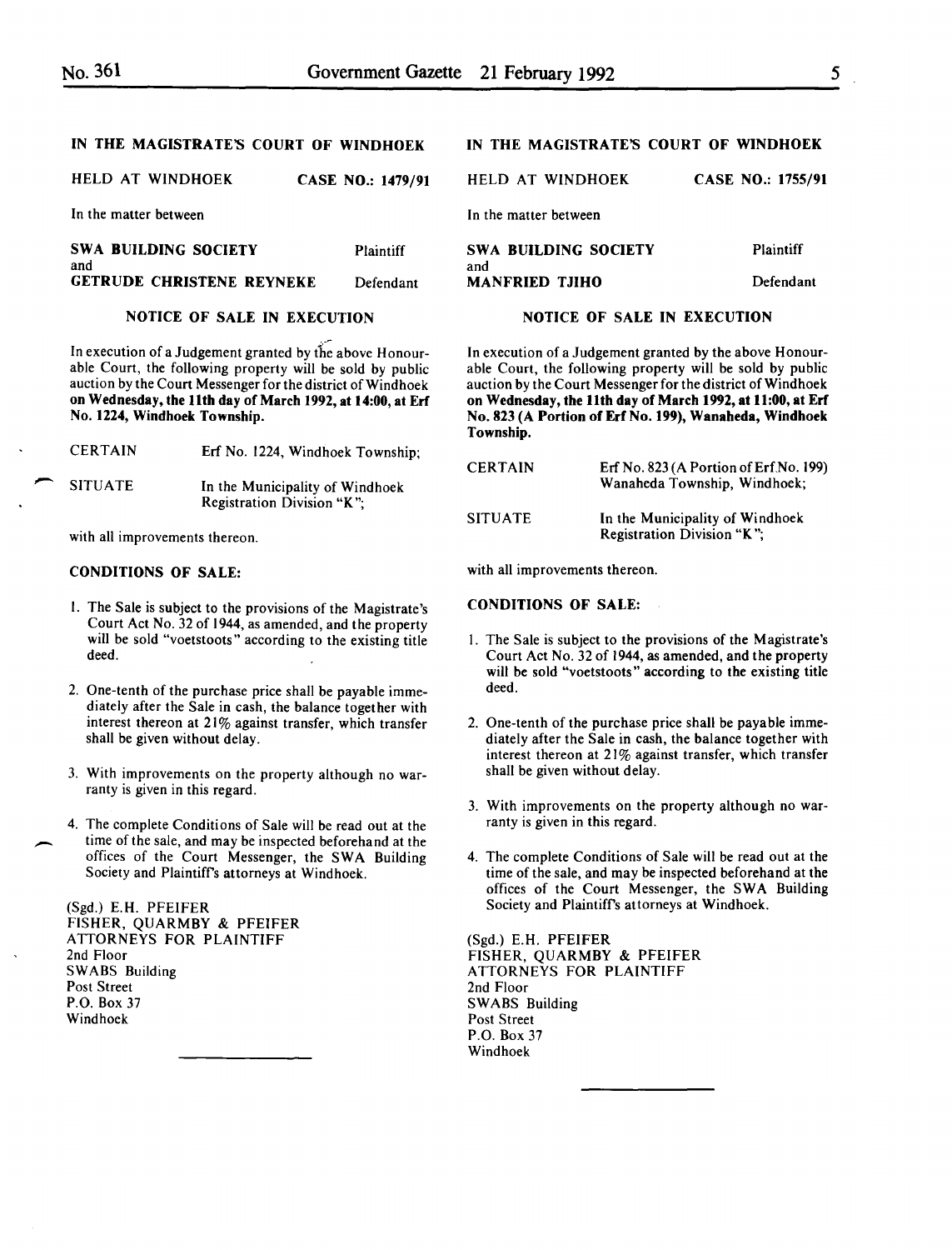## IN THE MAGISTRATE'S COURT OF WINDHOEK

HELD AT WINDHOEK CASE NO.: 1479/91

In the matter between

| | |
|---|---|
| SWA BUILDING SOCIETY | Plaintiff |
| and | |
| GETRUDE CHRISTENE REYNEKE | Defendant |

### NOTICE OF SALE IN EXECUTION

In execution of a Judgement granted by the above Honourable Court, the following property will be sold by public auction by the Court Messenger for the district of Windhoek **on Wednesday, the 11th day of March 1992, at 14:00, at Erf No. 1224, Windhoek Township.**

| | |
|---|---|
| CERTAIN | Erf No. 1224, Windhoek Township; |
| SITUATE | In the Municipality of Windhoek Registration Division "K"; |

with all improvements thereon.

**CONDITIONS OF SALE:**

1. The Sale is subject to the provisions of the Magistrate's Court Act No. 32 of 1944, as amended, and the property will be sold "voetstoots" according to the existing title deed.
2. One-tenth of the purchase price shall be payable immediately after the Sale in cash, the balance together with interest thereon at 21% against transfer, which transfer shall be given without delay.
3. With improvements on the property although no warranty is given in this regard.
4. The complete Conditions of Sale will be read out at the time of the sale, and may be inspected beforehand at the offices of the Court Messenger, the SWA Building Society and Plaintiff's attorneys at Windhoek.

(Sgd.) E.H. PFEIFER
FISHER, QUARMBY & PFEIFER
ATTORNEYS FOR PLAINTIFF
2nd Floor
SWABS Building
Post Street
P.O. Box 37
Windhoek

---

## IN THE MAGISTRATE'S COURT OF WINDHOEK

HELD AT WINDHOEK CASE NO.: 1755/91

In the matter between

| | |
|---|---|
| SWA BUILDING SOCIETY | Plaintiff |
| and | |
| MANFRIED TJIHO | Defendant |

### NOTICE OF SALE IN EXECUTION

In execution of a Judgement granted by the above Honourable Court, the following property will be sold by public auction by the Court Messenger for the district of Windhoek **on Wednesday, the 11th day of March 1992, at 11:00, at Erf No. 823 (A Portion of Erf No. 199), Wanaheda, Windhoek Township.**

| | |
|---|---|
| CERTAIN | Erf No. 823 (A Portion of Erf No. 199) Wanaheda Township, Windhoek; |
| SITUATE | In the Municipality of Windhoek Registration Division "K"; |

with all improvements thereon.

**CONDITIONS OF SALE:**

1. The Sale is subject to the provisions of the Magistrate's Court Act No. 32 of 1944, as amended, and the property will be sold "voetstoots" according to the existing title deed.
2. One-tenth of the purchase price shall be payable immediately after the Sale in cash, the balance together with interest thereon at 21% against transfer, which transfer shall be given without delay.
3. With improvements on the property although no warranty is given in this regard.
4. The complete Conditions of Sale will be read out at the time of the sale, and may be inspected beforehand at the offices of the Court Messenger, the SWA Building Society and Plaintiff's attorneys at Windhoek.

(Sgd.) E.H. PFEIFER
FISHER, QUARMBY & PFEIFER
ATTORNEYS FOR PLAINTIFF
2nd Floor
SWABS Building
Post Street
P.O. Box 37
Windhoek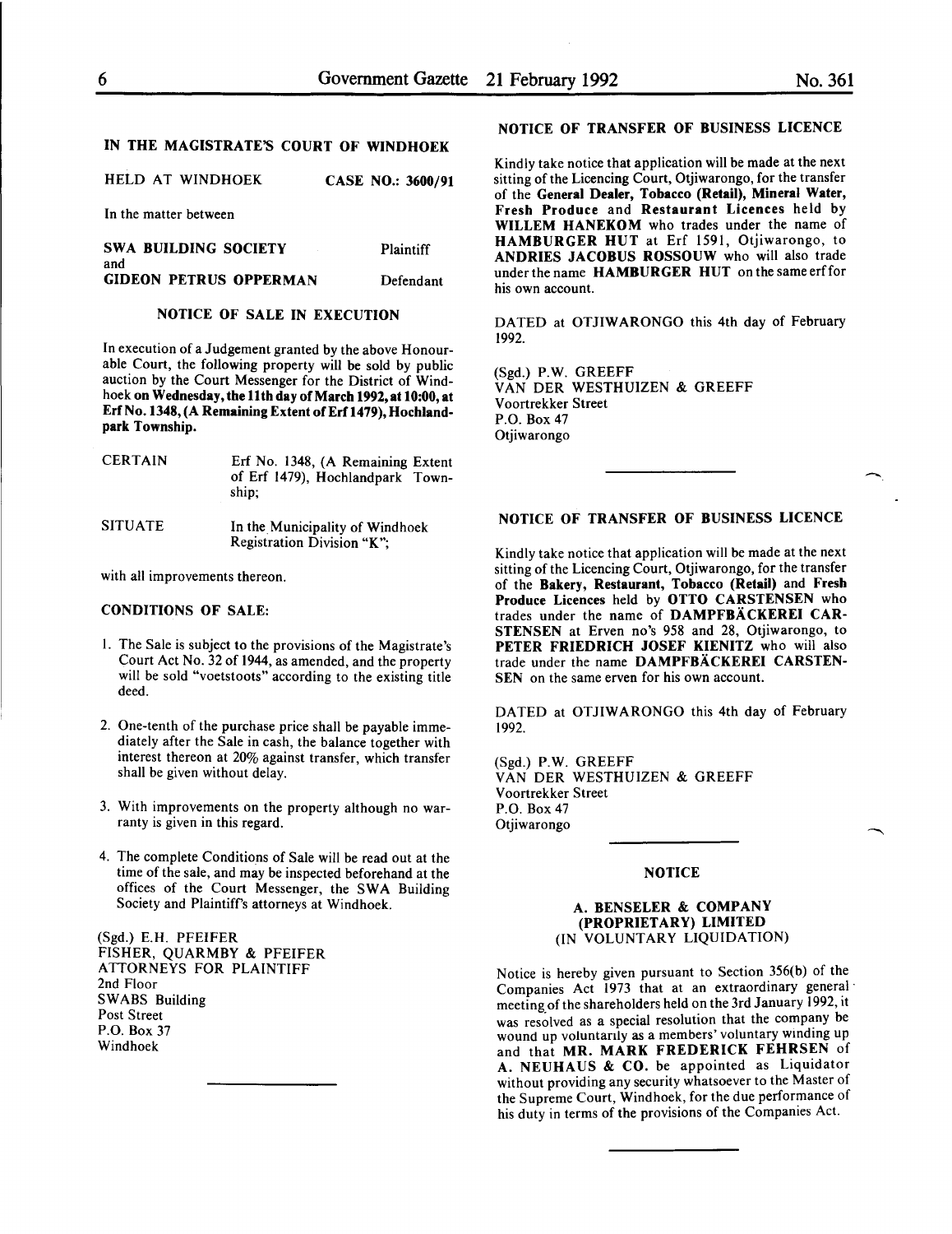## IN THE MAGISTRATE'S COURT OF WINDHOEK

HELD AT WINDHOEK — **CASE NO.: 3600/91**

In the matter between

| | |
|---|---|
| **SWA BUILDING SOCIETY** | Plaintiff |
| and | |
| **GIDEON PETRUS OPPERMAN** | Defendant |

### NOTICE OF SALE IN EXECUTION

In execution of a Judgement granted by the above Honourable Court, the following property will be sold by public auction by the Court Messenger for the District of Windhoek **on Wednesday, the 11th day of March 1992, at 10:00, at Erf No. 1348, (A Remaining Extent of Erf 1479), Hochlandpark Township.**

| | |
|---|---|
| CERTAIN | Erf No. 1348, (A Remaining Extent of Erf 1479), Hochlandpark Township; |
| SITUATE | In the Municipality of Windhoek Registration Division "K"; |

with all improvements thereon.

**CONDITIONS OF SALE:**

1. The Sale is subject to the provisions of the Magistrate's Court Act No. 32 of 1944, as amended, and the property will be sold "voetstoots" according to the existing title deed.
2. One-tenth of the purchase price shall be payable immediately after the Sale in cash, the balance together with interest thereon at 20% against transfer, which transfer shall be given without delay.
3. With improvements on the property although no warranty is given in this regard.
4. The complete Conditions of Sale will be read out at the time of the sale, and may be inspected beforehand at the offices of the Court Messenger, the SWA Building Society and Plaintiff's attorneys at Windhoek.

(Sgd.) E.H. PFEIFER
FISHER, QUARMBY & PFEIFER
ATTORNEYS FOR PLAINTIFF
2nd Floor
SWABS Building
Post Street
P.O. Box 37
Windhoek

---

## NOTICE OF TRANSFER OF BUSINESS LICENCE

Kindly take notice that application will be made at the next sitting of the Licencing Court, Otjiwarongo, for the transfer of the **General Dealer, Tobacco (Retail), Mineral Water, Fresh Produce** and **Restaurant Licences** held by **WILLEM HANEKOM** who trades under the name of **HAMBURGER HUT** at Erf 1591, Otjiwarongo, to **ANDRIES JACOBUS ROSSOUW** who will also trade under the name **HAMBURGER HUT** on the same erf for his own account.

DATED at OTJIWARONGO this 4th day of February 1992.

(Sgd.) P.W. GREEFF
VAN DER WESTHUIZEN & GREEFF
Voortrekker Street
P.O. Box 47
Otjiwarongo

---

## NOTICE OF TRANSFER OF BUSINESS LICENCE

Kindly take notice that application will be made at the next sitting of the Licencing Court, Otjiwarongo, for the transfer of the **Bakery, Restaurant, Tobacco (Retail)** and **Fresh Produce Licences** held by **OTTO CARSTENSEN** who trades under the name of **DAMPFBÄCKEREI CARSTENSEN** at Erven no's 958 and 28, Otjiwarongo, to **PETER FRIEDRICH JOSEF KIENITZ** who will also trade under the name **DAMPFBÄCKEREI CARSTENSEN** on the same erven for his own account.

DATED at OTJIWARONGO this 4th day of February 1992.

(Sgd.) P.W. GREEFF
VAN DER WESTHUIZEN & GREEFF
Voortrekker Street
P.O. Box 47
Otjiwarongo

---

## NOTICE

### A. BENSELER & COMPANY (PROPRIETARY) LIMITED
(IN VOLUNTARY LIQUIDATION)

Notice is hereby given pursuant to Section 356(b) of the Companies Act 1973 that at an extraordinary general meeting of the shareholders held on the 3rd January 1992, it was resolved as a special resolution that the company be wound up voluntarily as a members' voluntary winding up and that **MR. MARK FREDERICK FEHRSEN** of **A. NEUHAUS & CO.** be appointed as Liquidator without providing any security whatsoever to the Master of the Supreme Court, Windhoek, for the due performance of his duty in terms of the provisions of the Companies Act.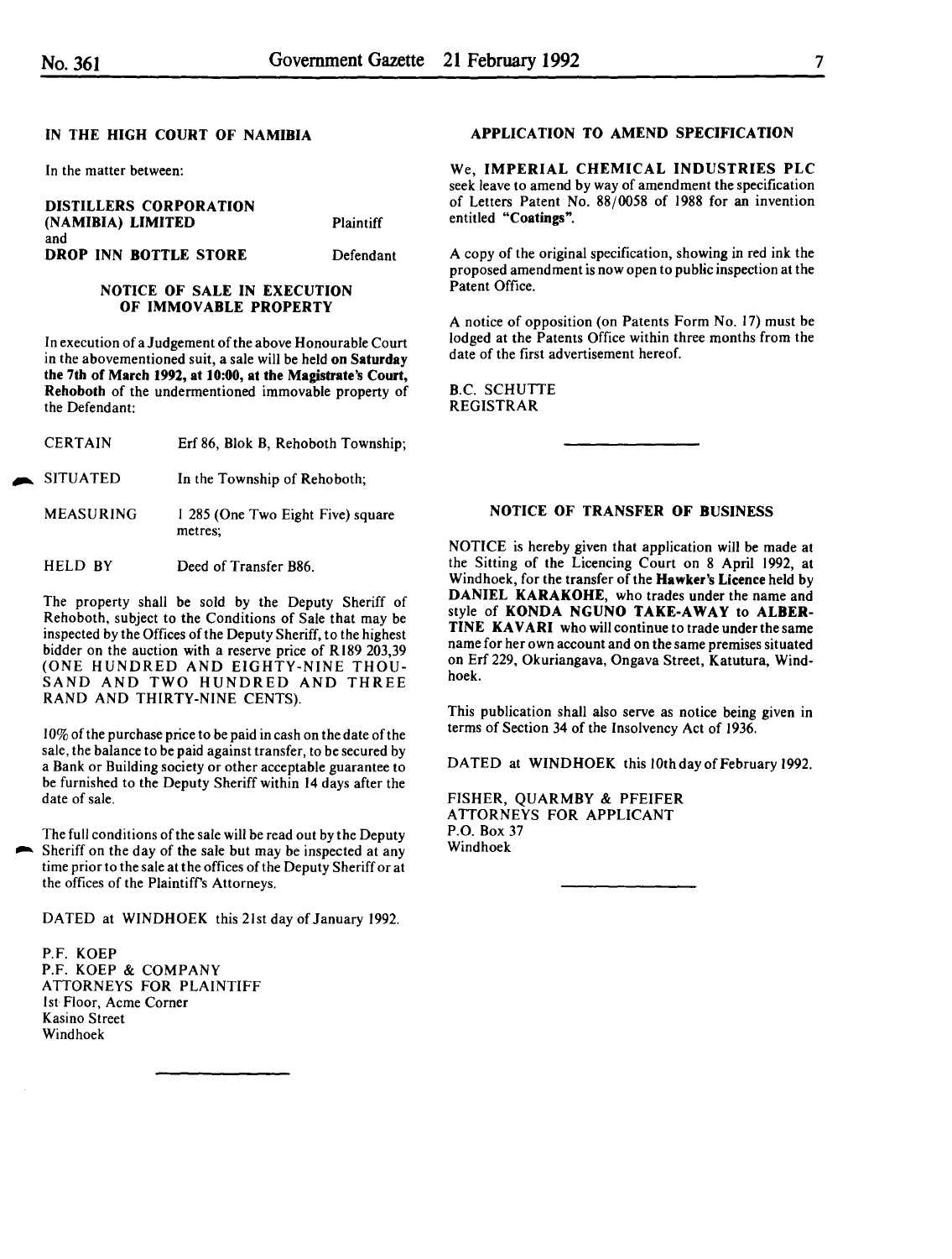## IN THE HIGH COURT OF NAMIBIA

In the matter between:

| | |
|---|---|
| **DISTILLERS CORPORATION (NAMIBIA) LIMITED** | Plaintiff |
| and | |
| **DROP INN BOTTLE STORE** | Defendant |

### NOTICE OF SALE IN EXECUTION OF IMMOVABLE PROPERTY

In execution of a Judgement of the above Honourable Court in the abovementioned suit, a sale will be held **on Saturday the 7th of March 1992, at 10:00, at the Magistrate's Court, Rehoboth** of the undermentioned immovable property of the Defendant:

| | |
|---|---|
| CERTAIN | Erf 86, Blok B, Rehoboth Township; |
| SITUATED | In the Township of Rehoboth; |
| MEASURING | 1 285 (One Two Eight Five) square metres; |
| HELD BY | Deed of Transfer B86. |

The property shall be sold by the Deputy Sheriff of Rehoboth, subject to the Conditions of Sale that may be inspected by the Offices of the Deputy Sheriff, to the highest bidder on the auction with a reserve price of R189 203,39 (ONE HUNDRED AND EIGHTY-NINE THOUSAND AND TWO HUNDRED AND THREE RAND AND THIRTY-NINE CENTS).

10% of the purchase price to be paid in cash on the date of the sale, the balance to be paid against transfer, to be secured by a Bank or Building society or other acceptable guarantee to be furnished to the Deputy Sheriff within 14 days after the date of sale.

The full conditions of the sale will be read out by the Deputy Sheriff on the day of the sale but may be inspected at any time prior to the sale at the offices of the Deputy Sheriff or at the offices of the Plaintiff's Attorneys.

DATED at WINDHOEK this 21st day of January 1992.

P.F. KOEP
P.F. KOEP & COMPANY
ATTORNEYS FOR PLAINTIFF
1st Floor, Acme Corner
Kasino Street
Windhoek

---

## APPLICATION TO AMEND SPECIFICATION

We, **IMPERIAL CHEMICAL INDUSTRIES PLC** seek leave to amend by way of amendment the specification of Letters Patent No. 88/0058 of 1988 for an invention entitled **"Coatings"**.

A copy of the original specification, showing in red ink the proposed amendment is now open to public inspection at the Patent Office.

A notice of opposition (on Patents Form No. 17) must be lodged at the Patents Office within three months from the date of the first advertisement hereof.

B.C. SCHUTTE
REGISTRAR

---

## NOTICE OF TRANSFER OF BUSINESS

NOTICE is hereby given that application will be made at the Sitting of the Licencing Court on 8 April 1992, at Windhoek, for the transfer of the **Hawker's Licence** held by **DANIEL KARAKOHE**, who trades under the name and style of **KONDA NGUNO TAKE-AWAY** to **ALBERTINE KAVARI** who will continue to trade under the same name for her own account and on the same premises situated on Erf 229, Okuriangava, Ongava Street, Katutura, Windhoek.

This publication shall also serve as notice being given in terms of Section 34 of the Insolvency Act of 1936.

DATED at WINDHOEK this 10th day of February 1992.

FISHER, QUARMBY & PFEIFER
ATTORNEYS FOR APPLICANT
P.O. Box 37
Windhoek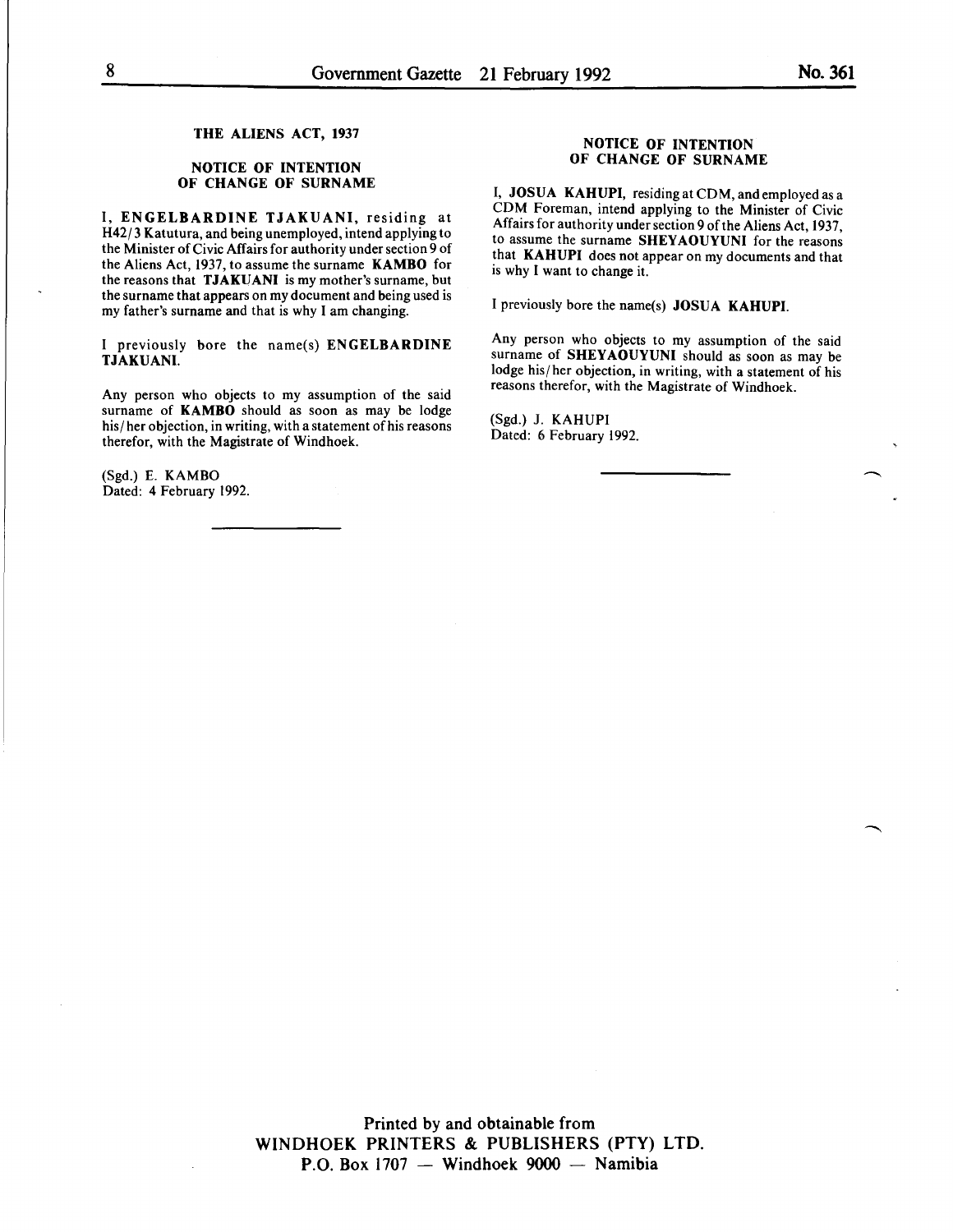## THE ALIENS ACT, 1937

### NOTICE OF INTENTION OF CHANGE OF SURNAME

I, **ENGELBARDINE TJAKUANI**, residing at H42/3 Katutura, and being unemployed, intend applying to the Minister of Civic Affairs for authority under section 9 of the Aliens Act, 1937, to assume the surname **KAMBO** for the reasons that **TJAKUANI** is my mother's surname, but the surname that appears on my document and being used is my father's surname and that is why I am changing.

I previously bore the name(s) **ENGELBARDINE TJAKUANI.**

Any person who objects to my assumption of the said surname of **KAMBO** should as soon as may be lodge his/her objection, in writing, with a statement of his reasons therefor, with the Magistrate of Windhoek.

(Sgd.) E. KAMBO
Dated: 4 February 1992.

---

### NOTICE OF INTENTION OF CHANGE OF SURNAME

I, **JOSUA KAHUPI**, residing at CDM, and employed as a CDM Foreman, intend applying to the Minister of Civic Affairs for authority under section 9 of the Aliens Act, 1937, to assume the surname **SHEYAOUYUNI** for the reasons that **KAHUPI** does not appear on my documents and that is why I want to change it.

I previously bore the name(s) **JOSUA KAHUPI.**

Any person who objects to my assumption of the said surname of **SHEYAOUYUNI** should as soon as may be lodge his/her objection, in writing, with a statement of his reasons therefor, with the Magistrate of Windhoek.

(Sgd.) J. KAHUPI
Dated: 6 February 1992.

---

Printed by and obtainable from
WINDHOEK PRINTERS & PUBLISHERS (PTY) LTD.
P.O. Box 1707 — Windhoek 9000 — Namibia